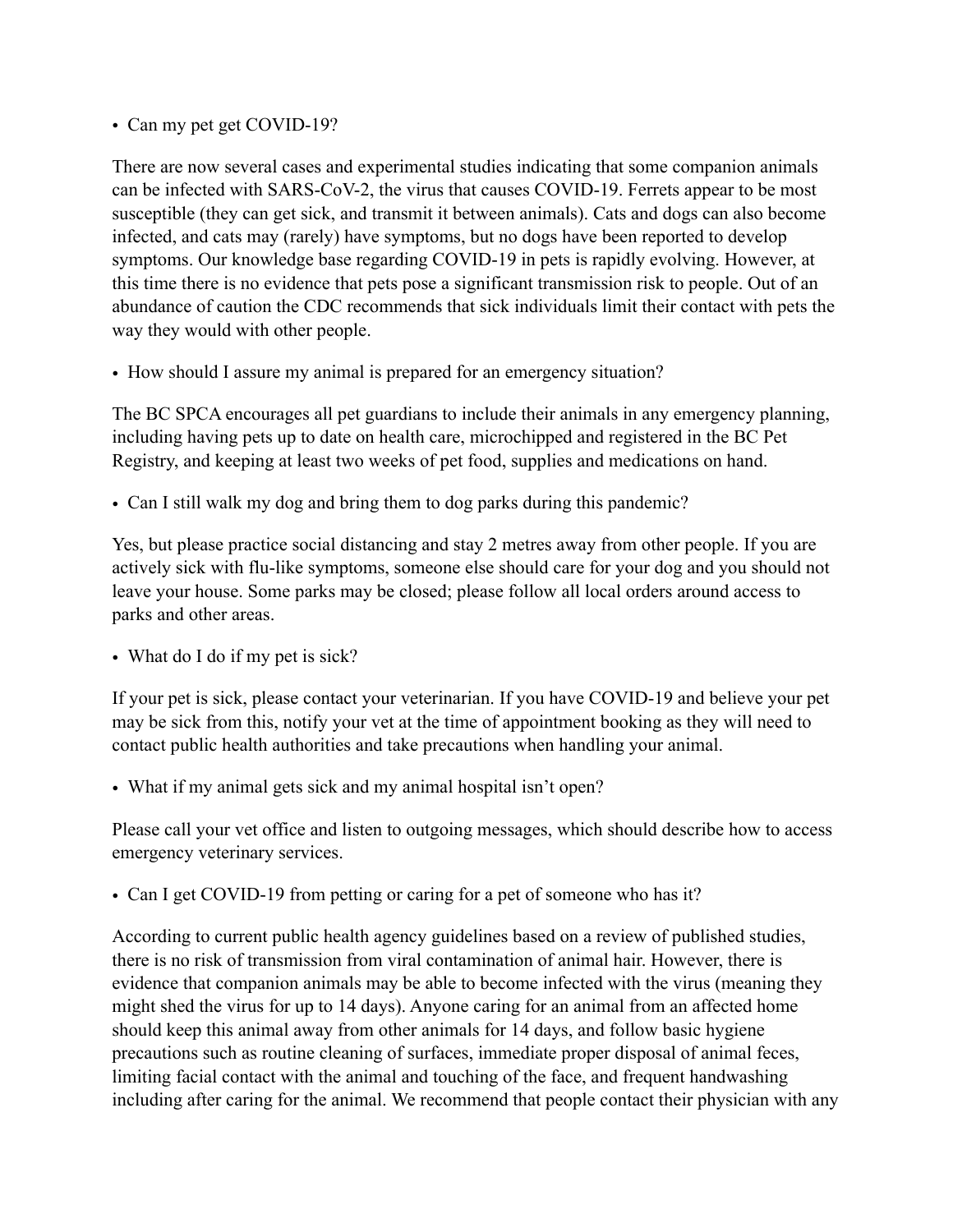- Can my pet get COVID-19?

There are now several cases and experimental studies indicating that some companion animals can be infected with SARS-CoV-2, the virus that causes COVID-19. Ferrets appear to be most susceptible (they can get sick, and transmit it between animals). Cats and dogs can also become infected, and cats may (rarely) have symptoms, but no dogs have been reported to develop symptoms. Our knowledge base regarding COVID-19 in pets is rapidly evolving. However, at this time there is no evidence that pets pose a significant transmission risk to people. Out of an abundance of caution the CDC recommends that sick individuals limit their contact with pets the way they would with other people.

- How should I assure my animal is prepared for an emergency situation?

The BC SPCA encourages all pet guardians to include their animals in any emergency planning, including having pets up to date on health care, microchipped and registered in the BC Pet Registry, and keeping at least two weeks of pet food, supplies and medications on hand.

- Can I still walk my dog and bring them to dog parks during this pandemic?

Yes, but please practice social distancing and stay 2 metres away from other people. If you are actively sick with flu-like symptoms, someone else should care for your dog and you should not leave your house. Some parks may be closed; please follow all local orders around access to parks and other areas.

- What do I do if my pet is sick?

If your pet is sick, please contact your veterinarian. If you have COVID-19 and believe your pet may be sick from this, notify your vet at the time of appointment booking as they will need to contact public health authorities and take precautions when handling your animal.

- What if my animal gets sick and my animal hospital isn't open?

Please call your vet office and listen to outgoing messages, which should describe how to access emergency veterinary services.

- Can I get COVID-19 from petting or caring for a pet of someone who has it?

According to current public health agency guidelines based on a review of published studies, there is no risk of transmission from viral contamination of animal hair. However, there is evidence that companion animals may be able to become infected with the virus (meaning they might shed the virus for up to 14 days). Anyone caring for an animal from an affected home should keep this animal away from other animals for 14 days, and follow basic hygiene precautions such as routine cleaning of surfaces, immediate proper disposal of animal feces, limiting facial contact with the animal and touching of the face, and frequent handwashing including after caring for the animal. We recommend that people contact their physician with any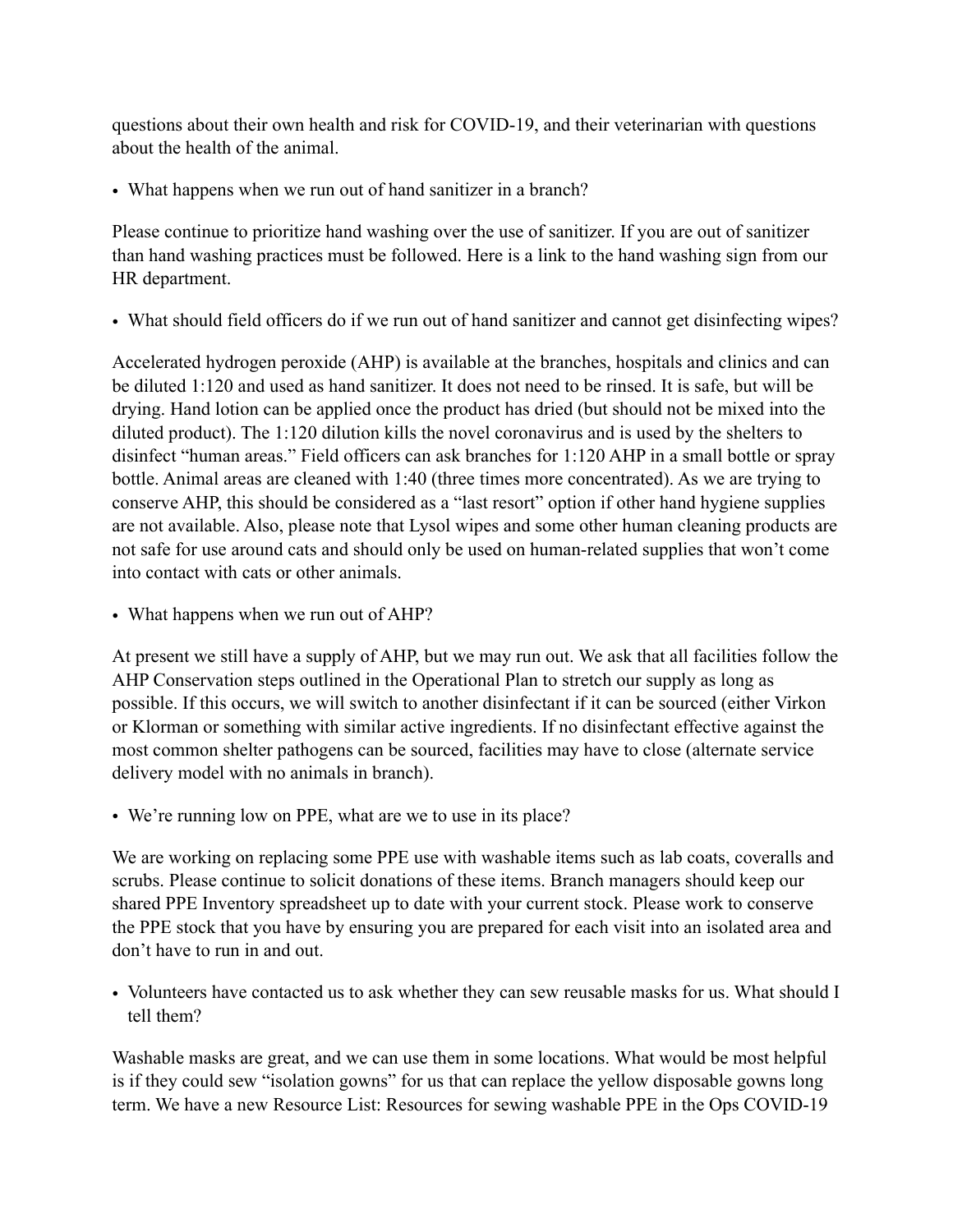questions about their own health and risk for COVID-19, and their veterinarian with questions about the health of the animal.

- What happens when we run out of hand sanitizer in a branch?

Please continue to prioritize hand washing over the use of sanitizer. If you are out of sanitizer than hand washing practices must be followed. Here is a link to the hand washing sign from our HR department.

- What should field officers do if we run out of hand sanitizer and cannot get disinfecting wipes?

Accelerated hydrogen peroxide (AHP) is available at the branches, hospitals and clinics and can be diluted 1:120 and used as hand sanitizer. It does not need to be rinsed. It is safe, but will be drying. Hand lotion can be applied once the product has dried (but should not be mixed into the diluted product). The 1:120 dilution kills the novel coronavirus and is used by the shelters to disinfect "human areas." Field officers can ask branches for 1:120 AHP in a small bottle or spray bottle. Animal areas are cleaned with 1:40 (three times more concentrated). As we are trying to conserve AHP, this should be considered as a "last resort" option if other hand hygiene supplies are not available. Also, please note that Lysol wipes and some other human cleaning products are not safe for use around cats and should only be used on human-related supplies that won't come into contact with cats or other animals.

- What happens when we run out of AHP?

At present we still have a supply of AHP, but we may run out. We ask that all facilities follow the AHP Conservation steps outlined in the Operational Plan to stretch our supply as long as possible. If this occurs, we will switch to another disinfectant if it can be sourced (either Virkon or Klorman or something with similar active ingredients. If no disinfectant effective against the most common shelter pathogens can be sourced, facilities may have to close (alternate service delivery model with no animals in branch).

- We're running low on PPE, what are we to use in its place?

We are working on replacing some PPE use with washable items such as lab coats, coveralls and scrubs. Please continue to solicit donations of these items. Branch managers should keep our shared PPE Inventory spreadsheet up to date with your current stock. Please work to conserve the PPE stock that you have by ensuring you are prepared for each visit into an isolated area and don't have to run in and out.

- Volunteers have contacted us to ask whether they can sew reusable masks for us. What should I tell them?

Washable masks are great, and we can use them in some locations. What would be most helpful is if they could sew "isolation gowns" for us that can replace the yellow disposable gowns long term. We have a new Resource List: Resources for sewing washable PPE in the Ops COVID-19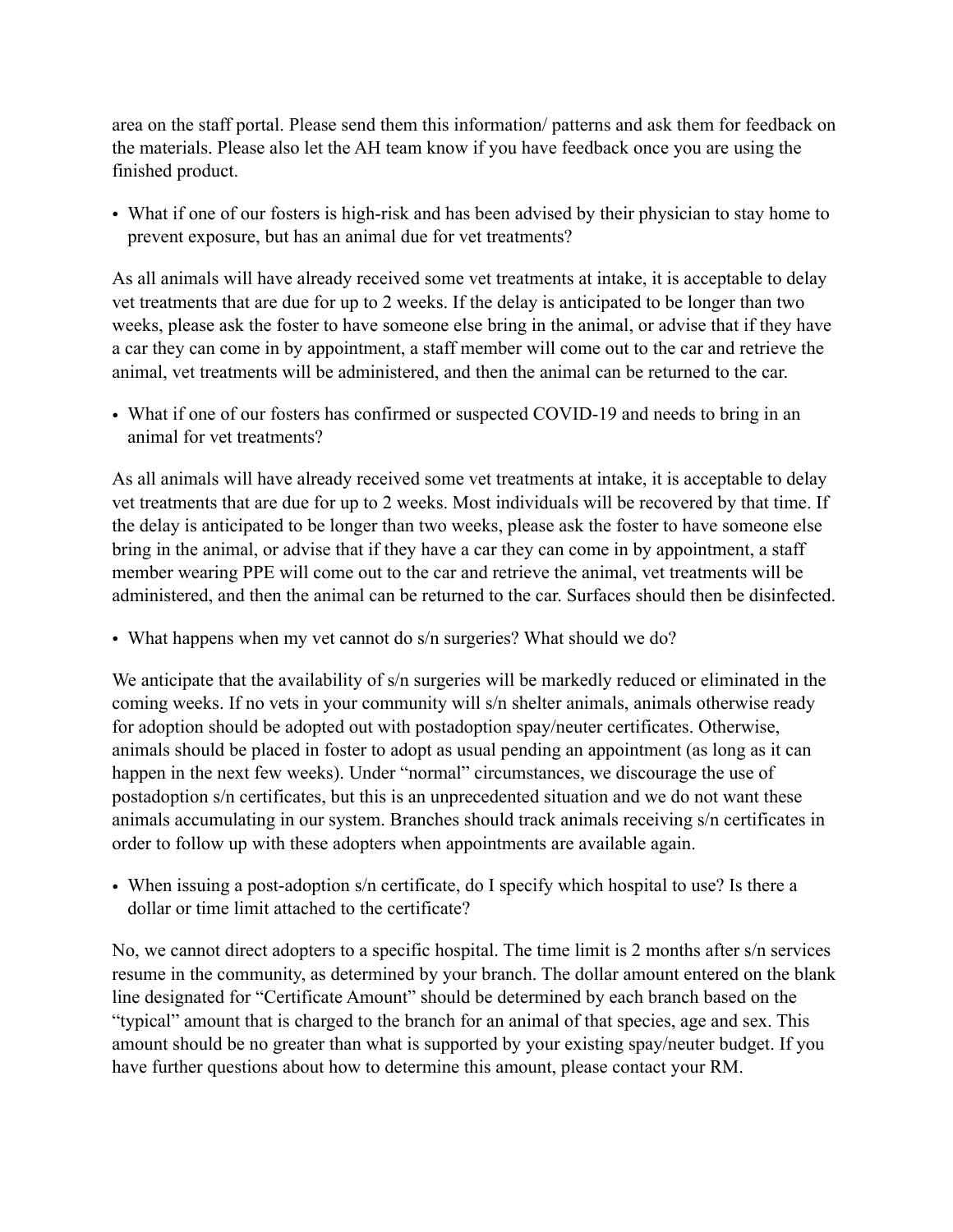area on the staff portal. Please send them this information/ patterns and ask them for feedback on the materials. Please also let the AH team know if you have feedback once you are using the finished product.

- What if one of our fosters is high-risk and has been advised by their physician to stay home to prevent exposure, but has an animal due for vet treatments?

As all animals will have already received some vet treatments at intake, it is acceptable to delay vet treatments that are due for up to 2 weeks. If the delay is anticipated to be longer than two weeks, please ask the foster to have someone else bring in the animal, or advise that if they have a car they can come in by appointment, a staff member will come out to the car and retrieve the animal, vet treatments will be administered, and then the animal can be returned to the car.

- What if one of our fosters has confirmed or suspected COVID-19 and needs to bring in an animal for vet treatments?

As all animals will have already received some vet treatments at intake, it is acceptable to delay vet treatments that are due for up to 2 weeks. Most individuals will be recovered by that time. If the delay is anticipated to be longer than two weeks, please ask the foster to have someone else bring in the animal, or advise that if they have a car they can come in by appointment, a staff member wearing PPE will come out to the car and retrieve the animal, vet treatments will be administered, and then the animal can be returned to the car. Surfaces should then be disinfected.

- What happens when my vet cannot do s/n surgeries? What should we do?

We anticipate that the availability of s/n surgeries will be markedly reduced or eliminated in the coming weeks. If no vets in your community will s/n shelter animals, animals otherwise ready for adoption should be adopted out with postadoption spay/neuter certificates. Otherwise, animals should be placed in foster to adopt as usual pending an appointment (as long as it can happen in the next few weeks). Under "normal" circumstances, we discourage the use of postadoption s/n certificates, but this is an unprecedented situation and we do not want these animals accumulating in our system. Branches should track animals receiving s/n certificates in order to follow up with these adopters when appointments are available again.

- When issuing a post-adoption s/n certificate, do I specify which hospital to use? Is there a dollar or time limit attached to the certificate?

No, we cannot direct adopters to a specific hospital. The time limit is 2 months after s/n services resume in the community, as determined by your branch. The dollar amount entered on the blank line designated for "Certificate Amount" should be determined by each branch based on the "typical" amount that is charged to the branch for an animal of that species, age and sex. This amount should be no greater than what is supported by your existing spay/neuter budget. If you have further questions about how to determine this amount, please contact your RM.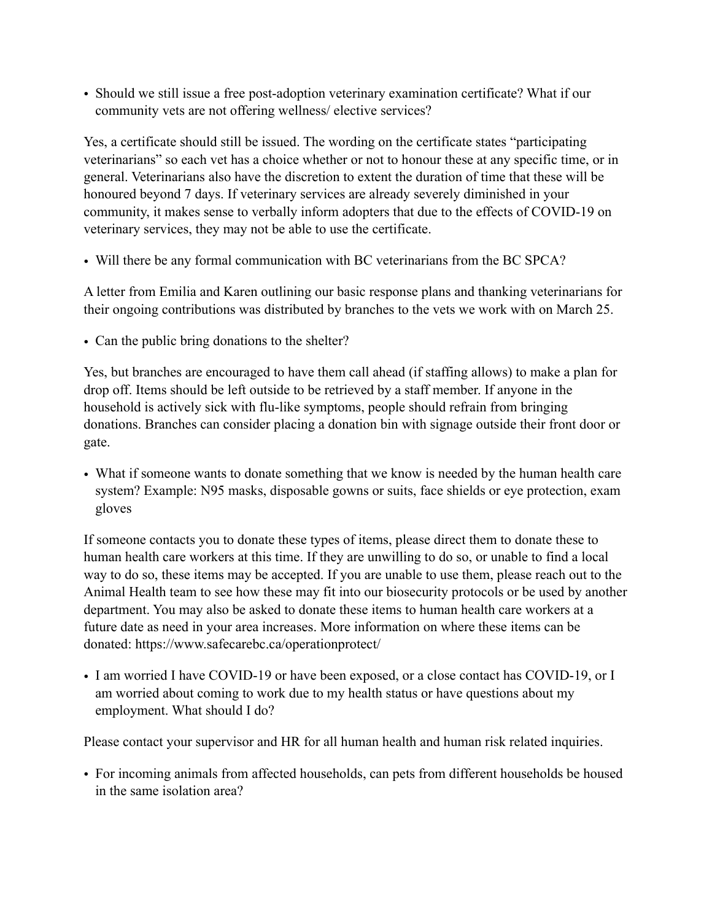- Should we still issue a free post-adoption veterinary examination certificate? What if our community vets are not offering wellness/ elective services?

Yes, a certificate should still be issued. The wording on the certificate states “participating veterinarians” so each vet has a choice whether or not to honour these at any specific time, or in general. Veterinarians also have the discretion to extent the duration of time that these will be honoured beyond 7 days. If veterinary services are already severely diminished in your community, it makes sense to verbally inform adopters that due to the effects of COVID-19 on veterinary services, they may not be able to use the certificate.

- Will there be any formal communication with BC veterinarians from the BC SPCA?

A letter from Emilia and Karen outlining our basic response plans and thanking veterinarians for their ongoing contributions was distributed by branches to the vets we work with on March 25.

- Can the public bring donations to the shelter?

Yes, but branches are encouraged to have them call ahead (if staffing allows) to make a plan for drop off. Items should be left outside to be retrieved by a staff member. If anyone in the household is actively sick with flu-like symptoms, people should refrain from bringing donations. Branches can consider placing a donation bin with signage outside their front door or gate.

- What if someone wants to donate something that we know is needed by the human health care system? Example: N95 masks, disposable gowns or suits, face shields or eye protection, exam gloves

If someone contacts you to donate these types of items, please direct them to donate these to human health care workers at this time. If they are unwilling to do so, or unable to find a local way to do so, these items may be accepted. If you are unable to use them, please reach out to the Animal Health team to see how these may fit into our biosecurity protocols or be used by another department. You may also be asked to donate these items to human health care workers at a future date as need in your area increases. More information on where these items can be donated: https://www.safecarebc.ca/operationprotect/

- I am worried I have COVID-19 or have been exposed, or a close contact has COVID-19, or I am worried about coming to work due to my health status or have questions about my employment. What should I do?

Please contact your supervisor and HR for all human health and human risk related inquiries.

- For incoming animals from affected households, can pets from different households be housed in the same isolation area?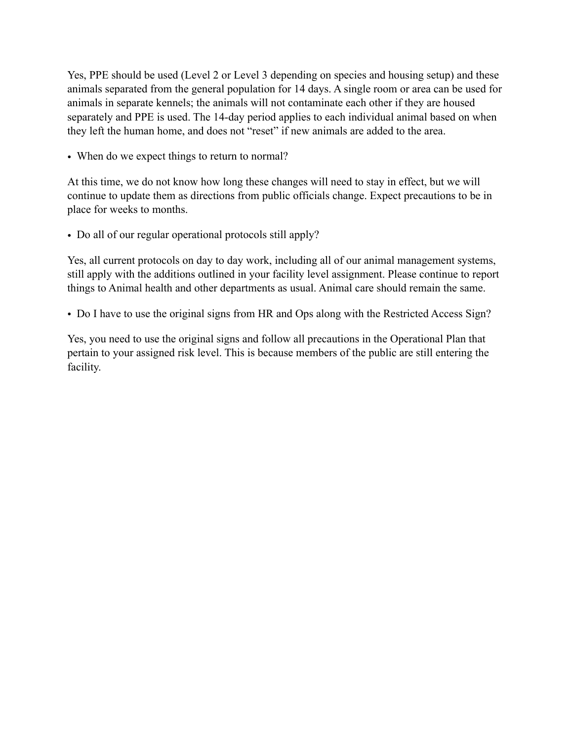Yes, PPE should be used (Level 2 or Level 3 depending on species and housing setup) and these animals separated from the general population for 14 days. A single room or area can be used for animals in separate kennels; the animals will not contaminate each other if they are housed separately and PPE is used. The 14-day period applies to each individual animal based on when they left the human home, and does not "reset" if new animals are added to the area.

- When do we expect things to return to normal?

At this time, we do not know how long these changes will need to stay in effect, but we will continue to update them as directions from public officials change. Expect precautions to be in place for weeks to months.

- Do all of our regular operational protocols still apply?

Yes, all current protocols on day to day work, including all of our animal management systems, still apply with the additions outlined in your facility level assignment. Please continue to report things to Animal health and other departments as usual. Animal care should remain the same.

- Do I have to use the original signs from HR and Ops along with the Restricted Access Sign?

Yes, you need to use the original signs and follow all precautions in the Operational Plan that pertain to your assigned risk level. This is because members of the public are still entering the facility.